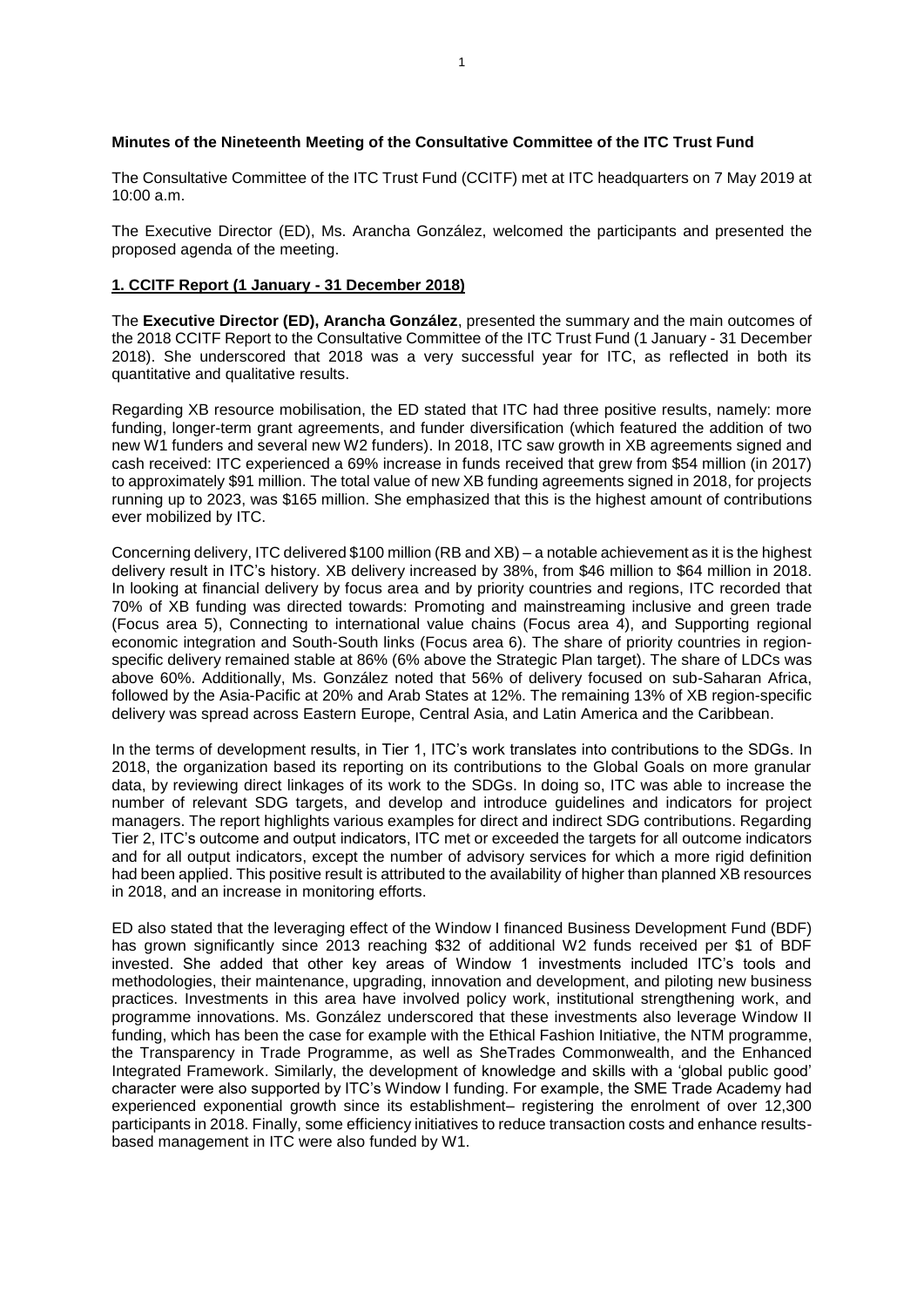**Minutes of the Nineteenth Meeting of the Consultative Committee of the ITC Trust Fund**

The Consultative Committee of the ITC Trust Fund (CCITF) met at ITC headquarters on 7 May 2019 at 10:00 a.m.

The Executive Director (ED), Ms. Arancha González, welcomed the participants and presented the proposed agenda of the meeting.

**1. CCITF Report (1 January - 31 December 2018)**

The **Executive Director (ED), Arancha González**, presented the summary and the main outcomes of the 2018 CCITF Report to the Consultative Committee of the ITC Trust Fund (1 January - 31 December 2018). She underscored that 2018 was a very successful year for ITC, as reflected in both its quantitative and qualitative results.

Regarding XB resource mobilisation, the ED stated that ITC had three positive results, namely: more funding, longer-term grant agreements, and funder diversification (which featured the addition of two new W1 funders and several new W2 funders). In 2018, ITC saw growth in XB agreements signed and cash received: ITC experienced a 69% increase in funds received that grew from $54 million (in 2017) to approximately $91 million. The total value of new XB funding agreements signed in 2018, for projects running up to 2023, was $165 million. She emphasized that this is the highest amount of contributions ever mobilized by ITC.

Concerning delivery, ITC delivered $100 million (RB and XB) – a notable achievement as it is the highest delivery result in ITC's history. XB delivery increased by 38%, from $46 million to $64 million in 2018. In looking at financial delivery by focus area and by priority countries and regions, ITC recorded that 70% of XB funding was directed towards: Promoting and mainstreaming inclusive and green trade (Focus area 5), Connecting to international value chains (Focus area 4), and Supporting regional economic integration and South-South links (Focus area 6). The share of priority countries in region-specific delivery remained stable at 86% (6% above the Strategic Plan target). The share of LDCs was above 60%. Additionally, Ms. González noted that 56% of delivery focused on sub-Saharan Africa, followed by the Asia-Pacific at 20% and Arab States at 12%. The remaining 13% of XB region-specific delivery was spread across Eastern Europe, Central Asia, and Latin America and the Caribbean.

In the terms of development results, in Tier 1, ITC's work translates into contributions to the SDGs. In 2018, the organization based its reporting on its contributions to the Global Goals on more granular data, by reviewing direct linkages of its work to the SDGs. In doing so, ITC was able to increase the number of relevant SDG targets, and develop and introduce guidelines and indicators for project managers. The report highlights various examples for direct and indirect SDG contributions. Regarding Tier 2, ITC's outcome and output indicators, ITC met or exceeded the targets for all outcome indicators and for all output indicators, except the number of advisory services for which a more rigid definition had been applied. This positive result is attributed to the availability of higher than planned XB resources in 2018, and an increase in monitoring efforts.

ED also stated that the leveraging effect of the Window I financed Business Development Fund (BDF) has grown significantly since 2013 reaching $32 of additional W2 funds received per $1 of BDF invested. She added that other key areas of Window 1 investments included ITC's tools and methodologies, their maintenance, upgrading, innovation and development, and piloting new business practices. Investments in this area have involved policy work, institutional strengthening work, and programme innovations. Ms. González underscored that these investments also leverage Window II funding, which has been the case for example with the Ethical Fashion Initiative, the NTM programme, the Transparency in Trade Programme, as well as SheTrades Commonwealth, and the Enhanced Integrated Framework. Similarly, the development of knowledge and skills with a 'global public good' character were also supported by ITC's Window I funding. For example, the SME Trade Academy had experienced exponential growth since its establishment– registering the enrolment of over 12,300 participants in 2018. Finally, some efficiency initiatives to reduce transaction costs and enhance results-based management in ITC were also funded by W1.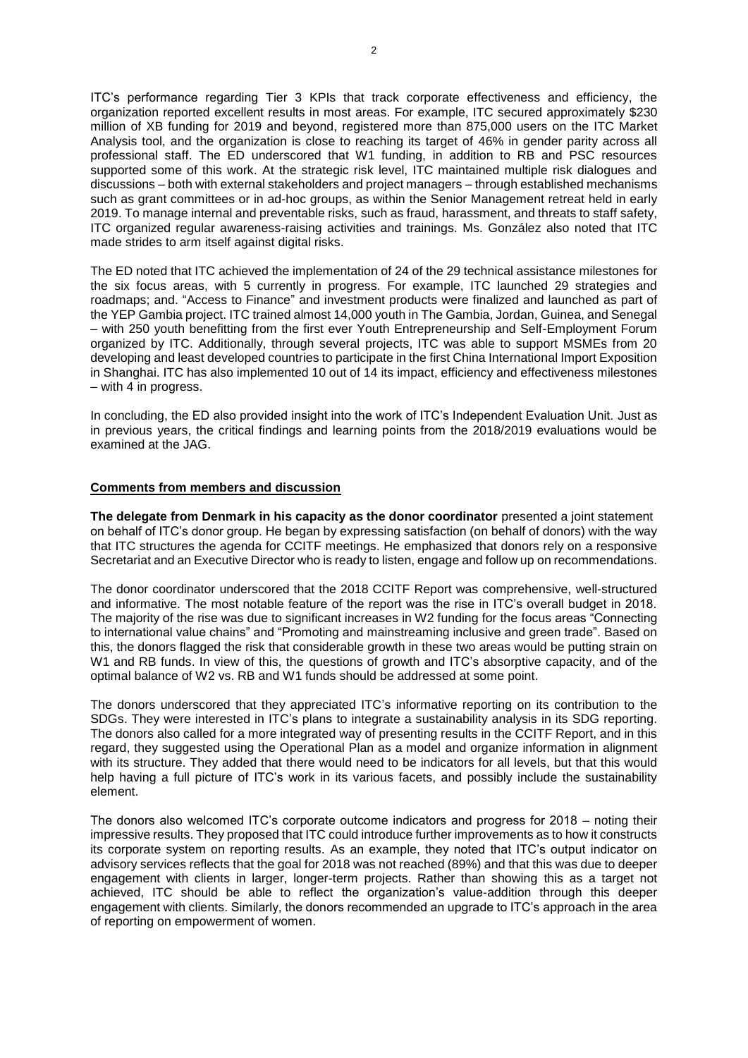ITC's performance regarding Tier 3 KPIs that track corporate effectiveness and efficiency, the organization reported excellent results in most areas. For example, ITC secured approximately $230 million of XB funding for 2019 and beyond, registered more than 875,000 users on the ITC Market Analysis tool, and the organization is close to reaching its target of 46% in gender parity across all professional staff. The ED underscored that W1 funding, in addition to RB and PSC resources supported some of this work. At the strategic risk level, ITC maintained multiple risk dialogues and discussions – both with external stakeholders and project managers – through established mechanisms such as grant committees or in ad-hoc groups, as within the Senior Management retreat held in early 2019. To manage internal and preventable risks, such as fraud, harassment, and threats to staff safety, ITC organized regular awareness-raising activities and trainings. Ms. González also noted that ITC made strides to arm itself against digital risks.

The ED noted that ITC achieved the implementation of 24 of the 29 technical assistance milestones for the six focus areas, with 5 currently in progress. For example, ITC launched 29 strategies and roadmaps; and. "Access to Finance" and investment products were finalized and launched as part of the YEP Gambia project. ITC trained almost 14,000 youth in The Gambia, Jordan, Guinea, and Senegal – with 250 youth benefitting from the first ever Youth Entrepreneurship and Self-Employment Forum organized by ITC. Additionally, through several projects, ITC was able to support MSMEs from 20 developing and least developed countries to participate in the first China International Import Exposition in Shanghai. ITC has also implemented 10 out of 14 its impact, efficiency and effectiveness milestones – with 4 in progress.

In concluding, the ED also provided insight into the work of ITC's Independent Evaluation Unit. Just as in previous years, the critical findings and learning points from the 2018/2019 evaluations would be examined at the JAG.

**Comments from members and discussion**

**The delegate from Denmark in his capacity as the donor coordinator** presented a joint statement on behalf of ITC's donor group. He began by expressing satisfaction (on behalf of donors) with the way that ITC structures the agenda for CCITF meetings. He emphasized that donors rely on a responsive Secretariat and an Executive Director who is ready to listen, engage and follow up on recommendations.

The donor coordinator underscored that the 2018 CCITF Report was comprehensive, well-structured and informative. The most notable feature of the report was the rise in ITC's overall budget in 2018. The majority of the rise was due to significant increases in W2 funding for the focus areas "Connecting to international value chains" and "Promoting and mainstreaming inclusive and green trade". Based on this, the donors flagged the risk that considerable growth in these two areas would be putting strain on W1 and RB funds. In view of this, the questions of growth and ITC's absorptive capacity, and of the optimal balance of W2 vs. RB and W1 funds should be addressed at some point.

The donors underscored that they appreciated ITC's informative reporting on its contribution to the SDGs. They were interested in ITC's plans to integrate a sustainability analysis in its SDG reporting. The donors also called for a more integrated way of presenting results in the CCITF Report, and in this regard, they suggested using the Operational Plan as a model and organize information in alignment with its structure. They added that there would need to be indicators for all levels, but that this would help having a full picture of ITC's work in its various facets, and possibly include the sustainability element.

The donors also welcomed ITC's corporate outcome indicators and progress for 2018 – noting their impressive results. They proposed that ITC could introduce further improvements as to how it constructs its corporate system on reporting results. As an example, they noted that ITC's output indicator on advisory services reflects that the goal for 2018 was not reached (89%) and that this was due to deeper engagement with clients in larger, longer-term projects. Rather than showing this as a target not achieved, ITC should be able to reflect the organization's value-addition through this deeper engagement with clients. Similarly, the donors recommended an upgrade to ITC's approach in the area of reporting on empowerment of women.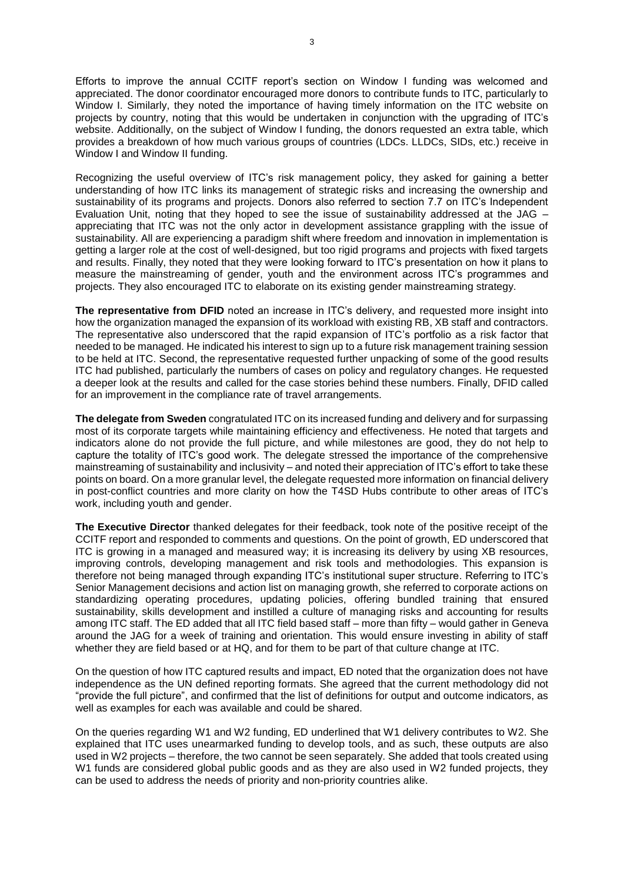Efforts to improve the annual CCITF report's section on Window I funding was welcomed and appreciated. The donor coordinator encouraged more donors to contribute funds to ITC, particularly to Window I. Similarly, they noted the importance of having timely information on the ITC website on projects by country, noting that this would be undertaken in conjunction with the upgrading of ITC's website. Additionally, on the subject of Window I funding, the donors requested an extra table, which provides a breakdown of how much various groups of countries (LDCs. LLDCs, SIDs, etc.) receive in Window I and Window II funding.

Recognizing the useful overview of ITC's risk management policy, they asked for gaining a better understanding of how ITC links its management of strategic risks and increasing the ownership and sustainability of its programs and projects. Donors also referred to section 7.7 on ITC's Independent Evaluation Unit, noting that they hoped to see the issue of sustainability addressed at the JAG – appreciating that ITC was not the only actor in development assistance grappling with the issue of sustainability. All are experiencing a paradigm shift where freedom and innovation in implementation is getting a larger role at the cost of well-designed, but too rigid programs and projects with fixed targets and results. Finally, they noted that they were looking forward to ITC's presentation on how it plans to measure the mainstreaming of gender, youth and the environment across ITC's programmes and projects. They also encouraged ITC to elaborate on its existing gender mainstreaming strategy.

**The representative from DFID** noted an increase in ITC's delivery, and requested more insight into how the organization managed the expansion of its workload with existing RB, XB staff and contractors. The representative also underscored that the rapid expansion of ITC's portfolio as a risk factor that needed to be managed. He indicated his interest to sign up to a future risk management training session to be held at ITC. Second, the representative requested further unpacking of some of the good results ITC had published, particularly the numbers of cases on policy and regulatory changes. He requested a deeper look at the results and called for the case stories behind these numbers. Finally, DFID called for an improvement in the compliance rate of travel arrangements.

**The delegate from Sweden** congratulated ITC on its increased funding and delivery and for surpassing most of its corporate targets while maintaining efficiency and effectiveness. He noted that targets and indicators alone do not provide the full picture, and while milestones are good, they do not help to capture the totality of ITC's good work. The delegate stressed the importance of the comprehensive mainstreaming of sustainability and inclusivity – and noted their appreciation of ITC's effort to take these points on board. On a more granular level, the delegate requested more information on financial delivery in post-conflict countries and more clarity on how the T4SD Hubs contribute to other areas of ITC's work, including youth and gender.

**The Executive Director** thanked delegates for their feedback, took note of the positive receipt of the CCITF report and responded to comments and questions. On the point of growth, ED underscored that ITC is growing in a managed and measured way; it is increasing its delivery by using XB resources, improving controls, developing management and risk tools and methodologies. This expansion is therefore not being managed through expanding ITC's institutional super structure. Referring to ITC's Senior Management decisions and action list on managing growth, she referred to corporate actions on standardizing operating procedures, updating policies, offering bundled training that ensured sustainability, skills development and instilled a culture of managing risks and accounting for results among ITC staff. The ED added that all ITC field based staff – more than fifty – would gather in Geneva around the JAG for a week of training and orientation. This would ensure investing in ability of staff whether they are field based or at HQ, and for them to be part of that culture change at ITC.

On the question of how ITC captured results and impact, ED noted that the organization does not have independence as the UN defined reporting formats. She agreed that the current methodology did not "provide the full picture", and confirmed that the list of definitions for output and outcome indicators, as well as examples for each was available and could be shared.

On the queries regarding W1 and W2 funding, ED underlined that W1 delivery contributes to W2. She explained that ITC uses unearmarked funding to develop tools, and as such, these outputs are also used in W2 projects – therefore, the two cannot be seen separately. She added that tools created using W1 funds are considered global public goods and as they are also used in W2 funded projects, they can be used to address the needs of priority and non-priority countries alike.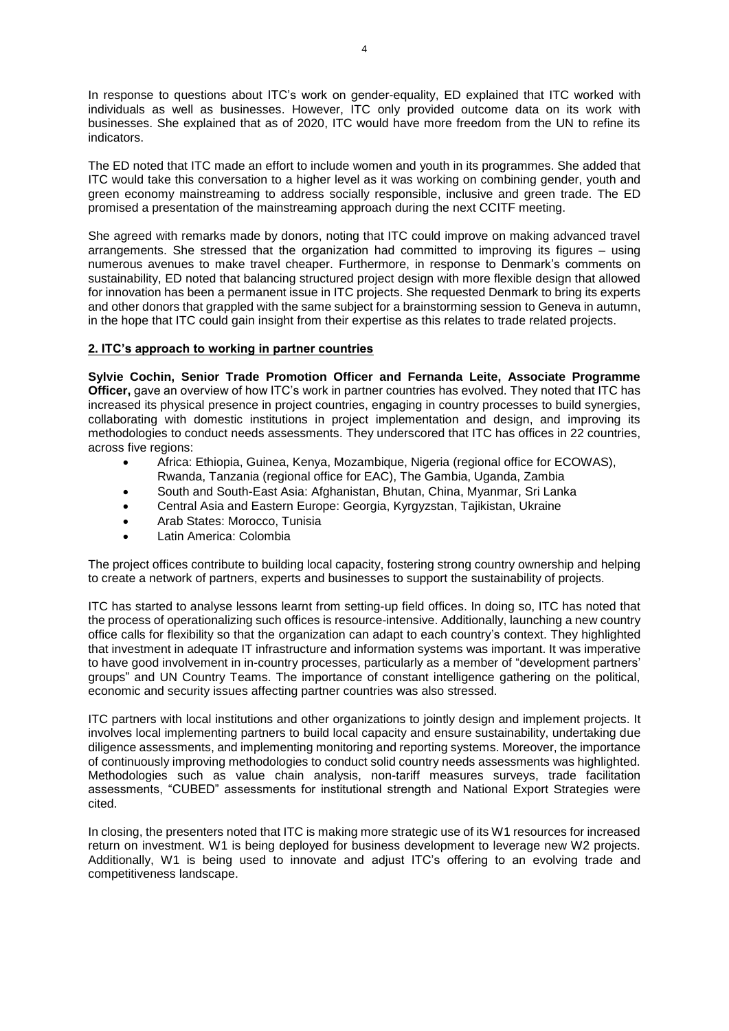In response to questions about ITC's work on gender-equality, ED explained that ITC worked with individuals as well as businesses. However, ITC only provided outcome data on its work with businesses. She explained that as of 2020, ITC would have more freedom from the UN to refine its indicators.

The ED noted that ITC made an effort to include women and youth in its programmes. She added that ITC would take this conversation to a higher level as it was working on combining gender, youth and green economy mainstreaming to address socially responsible, inclusive and green trade. The ED promised a presentation of the mainstreaming approach during the next CCITF meeting.

She agreed with remarks made by donors, noting that ITC could improve on making advanced travel arrangements. She stressed that the organization had committed to improving its figures – using numerous avenues to make travel cheaper. Furthermore, in response to Denmark's comments on sustainability, ED noted that balancing structured project design with more flexible design that allowed for innovation has been a permanent issue in ITC projects. She requested Denmark to bring its experts and other donors that grappled with the same subject for a brainstorming session to Geneva in autumn, in the hope that ITC could gain insight from their expertise as this relates to trade related projects.

## 2. ITC's approach to working in partner countries

**Sylvie Cochin, Senior Trade Promotion Officer and Fernanda Leite, Associate Programme Officer,** gave an overview of how ITC's work in partner countries has evolved. They noted that ITC has increased its physical presence in project countries, engaging in country processes to build synergies, collaborating with domestic institutions in project implementation and design, and improving its methodologies to conduct needs assessments. They underscored that ITC has offices in 22 countries, across five regions:

- Africa: Ethiopia, Guinea, Kenya, Mozambique, Nigeria (regional office for ECOWAS), Rwanda, Tanzania (regional office for EAC), The Gambia, Uganda, Zambia
- South and South-East Asia: Afghanistan, Bhutan, China, Myanmar, Sri Lanka
- Central Asia and Eastern Europe: Georgia, Kyrgyzstan, Tajikistan, Ukraine
- Arab States: Morocco, Tunisia
- Latin America: Colombia

The project offices contribute to building local capacity, fostering strong country ownership and helping to create a network of partners, experts and businesses to support the sustainability of projects.

ITC has started to analyse lessons learnt from setting-up field offices. In doing so, ITC has noted that the process of operationalizing such offices is resource-intensive. Additionally, launching a new country office calls for flexibility so that the organization can adapt to each country's context. They highlighted that investment in adequate IT infrastructure and information systems was important. It was imperative to have good involvement in in-country processes, particularly as a member of "development partners' groups" and UN Country Teams. The importance of constant intelligence gathering on the political, economic and security issues affecting partner countries was also stressed.

ITC partners with local institutions and other organizations to jointly design and implement projects. It involves local implementing partners to build local capacity and ensure sustainability, undertaking due diligence assessments, and implementing monitoring and reporting systems. Moreover, the importance of continuously improving methodologies to conduct solid country needs assessments was highlighted. Methodologies such as value chain analysis, non-tariff measures surveys, trade facilitation assessments, "CUBED" assessments for institutional strength and National Export Strategies were cited.

In closing, the presenters noted that ITC is making more strategic use of its W1 resources for increased return on investment. W1 is being deployed for business development to leverage new W2 projects. Additionally, W1 is being used to innovate and adjust ITC's offering to an evolving trade and competitiveness landscape.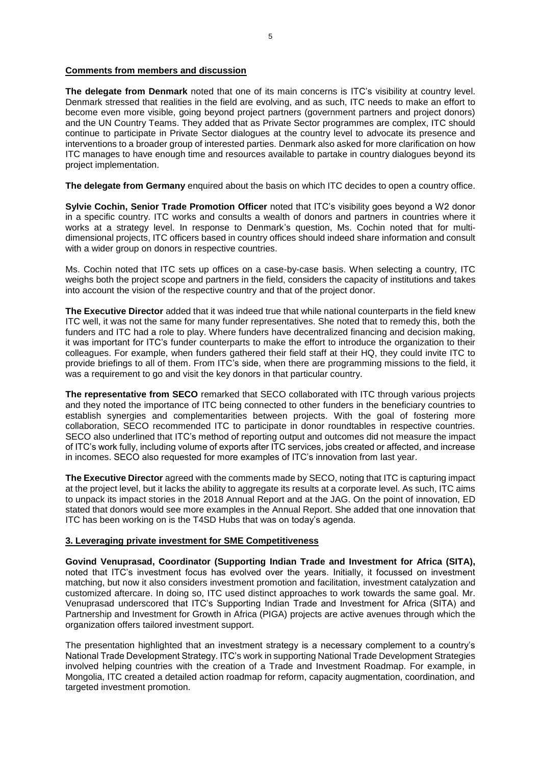**Comments from members and discussion**

**The delegate from Denmark** noted that one of its main concerns is ITC's visibility at country level. Denmark stressed that realities in the field are evolving, and as such, ITC needs to make an effort to become even more visible, going beyond project partners (government partners and project donors) and the UN Country Teams. They added that as Private Sector programmes are complex, ITC should continue to participate in Private Sector dialogues at the country level to advocate its presence and interventions to a broader group of interested parties. Denmark also asked for more clarification on how ITC manages to have enough time and resources available to partake in country dialogues beyond its project implementation.

**The delegate from Germany** enquired about the basis on which ITC decides to open a country office.

**Sylvie Cochin, Senior Trade Promotion Officer** noted that ITC's visibility goes beyond a W2 donor in a specific country. ITC works and consults a wealth of donors and partners in countries where it works at a strategy level. In response to Denmark's question, Ms. Cochin noted that for multi-dimensional projects, ITC officers based in country offices should indeed share information and consult with a wider group on donors in respective countries.

Ms. Cochin noted that ITC sets up offices on a case-by-case basis. When selecting a country, ITC weighs both the project scope and partners in the field, considers the capacity of institutions and takes into account the vision of the respective country and that of the project donor.

**The Executive Director** added that it was indeed true that while national counterparts in the field knew ITC well, it was not the same for many funder representatives. She noted that to remedy this, both the funders and ITC had a role to play. Where funders have decentralized financing and decision making, it was important for ITC's funder counterparts to make the effort to introduce the organization to their colleagues. For example, when funders gathered their field staff at their HQ, they could invite ITC to provide briefings to all of them. From ITC's side, when there are programming missions to the field, it was a requirement to go and visit the key donors in that particular country.

**The representative from SECO** remarked that SECO collaborated with ITC through various projects and they noted the importance of ITC being connected to other funders in the beneficiary countries to establish synergies and complementarities between projects. With the goal of fostering more collaboration, SECO recommended ITC to participate in donor roundtables in respective countries. SECO also underlined that ITC's method of reporting output and outcomes did not measure the impact of ITC's work fully, including volume of exports after ITC services, jobs created or affected, and increase in incomes. SECO also requested for more examples of ITC's innovation from last year.

**The Executive Director** agreed with the comments made by SECO, noting that ITC is capturing impact at the project level, but it lacks the ability to aggregate its results at a corporate level. As such, ITC aims to unpack its impact stories in the 2018 Annual Report and at the JAG. On the point of innovation, ED stated that donors would see more examples in the Annual Report. She added that one innovation that ITC has been working on is the T4SD Hubs that was on today's agenda.

**3. Leveraging private investment for SME Competitiveness**

**Govind Venuprasad, Coordinator (Supporting Indian Trade and Investment for Africa (SITA),** noted that ITC's investment focus has evolved over the years. Initially, it focussed on investment matching, but now it also considers investment promotion and facilitation, investment catalyzation and customized aftercare. In doing so, ITC used distinct approaches to work towards the same goal. Mr. Venuprasad underscored that ITC's Supporting Indian Trade and Investment for Africa (SITA) and Partnership and Investment for Growth in Africa (PIGA) projects are active avenues through which the organization offers tailored investment support.

The presentation highlighted that an investment strategy is a necessary complement to a country's National Trade Development Strategy. ITC's work in supporting National Trade Development Strategies involved helping countries with the creation of a Trade and Investment Roadmap. For example, in Mongolia, ITC created a detailed action roadmap for reform, capacity augmentation, coordination, and targeted investment promotion.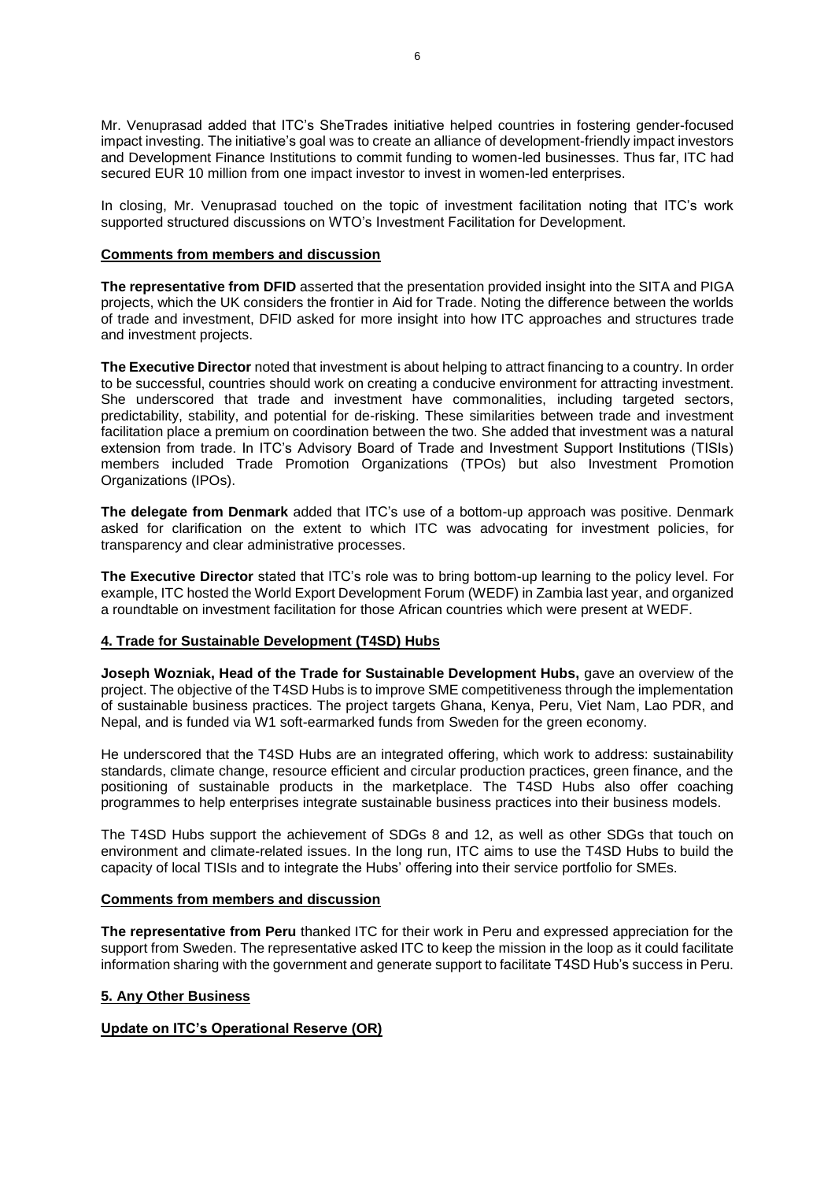Mr. Venuprasad added that ITC's SheTrades initiative helped countries in fostering gender-focused impact investing. The initiative's goal was to create an alliance of development-friendly impact investors and Development Finance Institutions to commit funding to women-led businesses. Thus far, ITC had secured EUR 10 million from one impact investor to invest in women-led enterprises.

In closing, Mr. Venuprasad touched on the topic of investment facilitation noting that ITC's work supported structured discussions on WTO's Investment Facilitation for Development.

**Comments from members and discussion**

**The representative from DFID** asserted that the presentation provided insight into the SITA and PIGA projects, which the UK considers the frontier in Aid for Trade. Noting the difference between the worlds of trade and investment, DFID asked for more insight into how ITC approaches and structures trade and investment projects.

**The Executive Director** noted that investment is about helping to attract financing to a country. In order to be successful, countries should work on creating a conducive environment for attracting investment. She underscored that trade and investment have commonalities, including targeted sectors, predictability, stability, and potential for de-risking. These similarities between trade and investment facilitation place a premium on coordination between the two. She added that investment was a natural extension from trade. In ITC's Advisory Board of Trade and Investment Support Institutions (TISIs) members included Trade Promotion Organizations (TPOs) but also Investment Promotion Organizations (IPOs).

**The delegate from Denmark** added that ITC's use of a bottom-up approach was positive. Denmark asked for clarification on the extent to which ITC was advocating for investment policies, for transparency and clear administrative processes.

**The Executive Director** stated that ITC's role was to bring bottom-up learning to the policy level. For example, ITC hosted the World Export Development Forum (WEDF) in Zambia last year, and organized a roundtable on investment facilitation for those African countries which were present at WEDF.

**4. Trade for Sustainable Development (T4SD) Hubs**

**Joseph Wozniak, Head of the Trade for Sustainable Development Hubs,** gave an overview of the project. The objective of the T4SD Hubs is to improve SME competitiveness through the implementation of sustainable business practices. The project targets Ghana, Kenya, Peru, Viet Nam, Lao PDR, and Nepal, and is funded via W1 soft-earmarked funds from Sweden for the green economy.

He underscored that the T4SD Hubs are an integrated offering, which work to address: sustainability standards, climate change, resource efficient and circular production practices, green finance, and the positioning of sustainable products in the marketplace. The T4SD Hubs also offer coaching programmes to help enterprises integrate sustainable business practices into their business models.

The T4SD Hubs support the achievement of SDGs 8 and 12, as well as other SDGs that touch on environment and climate-related issues. In the long run, ITC aims to use the T4SD Hubs to build the capacity of local TISIs and to integrate the Hubs' offering into their service portfolio for SMEs.

**Comments from members and discussion**

**The representative from Peru** thanked ITC for their work in Peru and expressed appreciation for the support from Sweden. The representative asked ITC to keep the mission in the loop as it could facilitate information sharing with the government and generate support to facilitate T4SD Hub's success in Peru.

**5. Any Other Business**

**Update on ITC's Operational Reserve (OR)**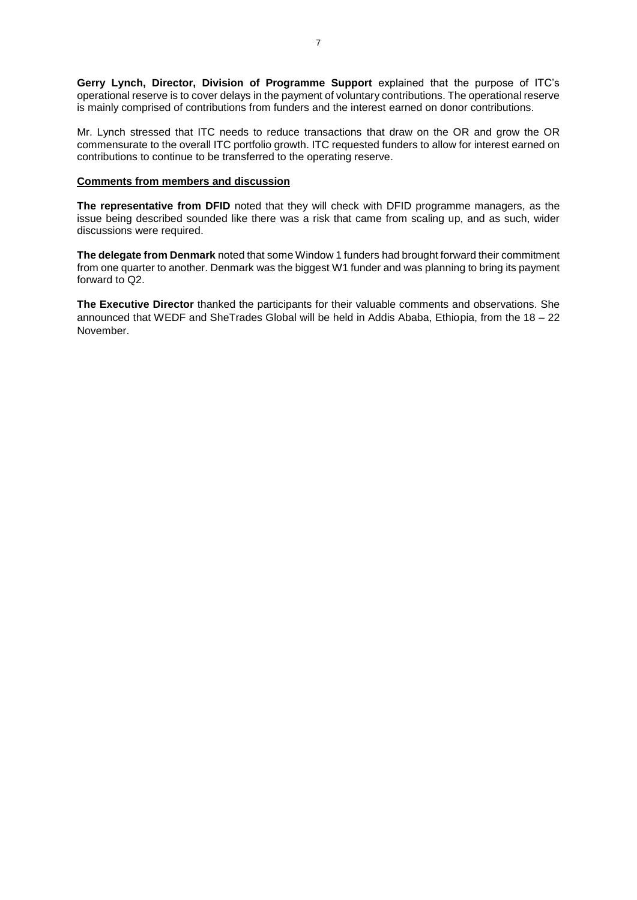**Gerry Lynch, Director, Division of Programme Support** explained that the purpose of ITC's operational reserve is to cover delays in the payment of voluntary contributions. The operational reserve is mainly comprised of contributions from funders and the interest earned on donor contributions.

Mr. Lynch stressed that ITC needs to reduce transactions that draw on the OR and grow the OR commensurate to the overall ITC portfolio growth. ITC requested funders to allow for interest earned on contributions to continue to be transferred to the operating reserve.

**Comments from members and discussion**

**The representative from DFID** noted that they will check with DFID programme managers, as the issue being described sounded like there was a risk that came from scaling up, and as such, wider discussions were required.

**The delegate from Denmark** noted that some Window 1 funders had brought forward their commitment from one quarter to another. Denmark was the biggest W1 funder and was planning to bring its payment forward to Q2.

**The Executive Director** thanked the participants for their valuable comments and observations. She announced that WEDF and SheTrades Global will be held in Addis Ababa, Ethiopia, from the 18 – 22 November.